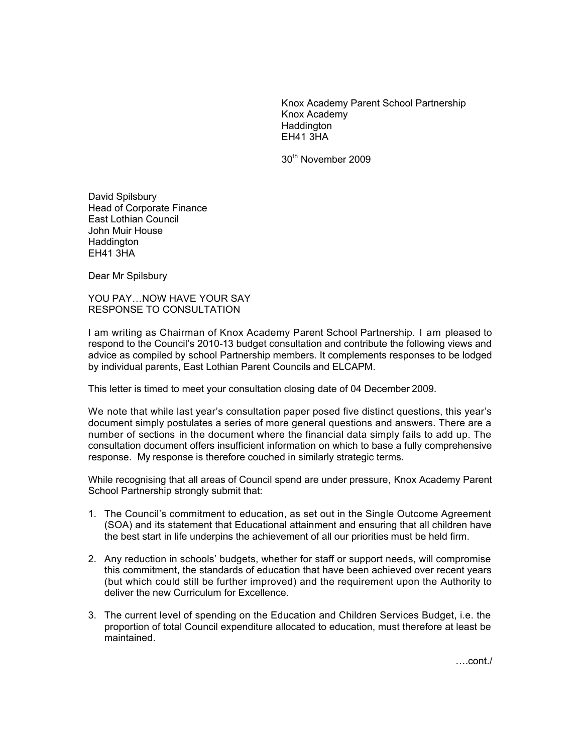Knox Academy Parent School Partnership
Knox Academy
Haddington
EH41 3HA

30th November 2009

David Spilsbury
Head of Corporate Finance
East Lothian Council
John Muir House
Haddington
EH41 3HA

Dear Mr Spilsbury

YOU PAY…NOW HAVE YOUR SAY
RESPONSE TO CONSULTATION

I am writing as Chairman of Knox Academy Parent School Partnership. I am pleased to respond to the Council's 2010-13 budget consultation and contribute the following views and advice as compiled by school Partnership members. It complements responses to be lodged by individual parents, East Lothian Parent Councils and ELCAPM.

This letter is timed to meet your consultation closing date of 04 December 2009.

We note that while last year's consultation paper posed five distinct questions, this year's document simply postulates a series of more general questions and answers. There are a number of sections in the document where the financial data simply fails to add up. The consultation document offers insufficient information on which to base a fully comprehensive response. My response is therefore couched in similarly strategic terms.

While recognising that all areas of Council spend are under pressure, Knox Academy Parent School Partnership strongly submit that:

1. The Council's commitment to education, as set out in the Single Outcome Agreement (SOA) and its statement that Educational attainment and ensuring that all children have the best start in life underpins the achievement of all our priorities must be held firm.

2. Any reduction in schools' budgets, whether for staff or support needs, will compromise this commitment, the standards of education that have been achieved over recent years (but which could still be further improved) and the requirement upon the Authority to deliver the new Curriculum for Excellence.

3. The current level of spending on the Education and Children Services Budget, i.e. the proportion of total Council expenditure allocated to education, must therefore at least be maintained.

….cont./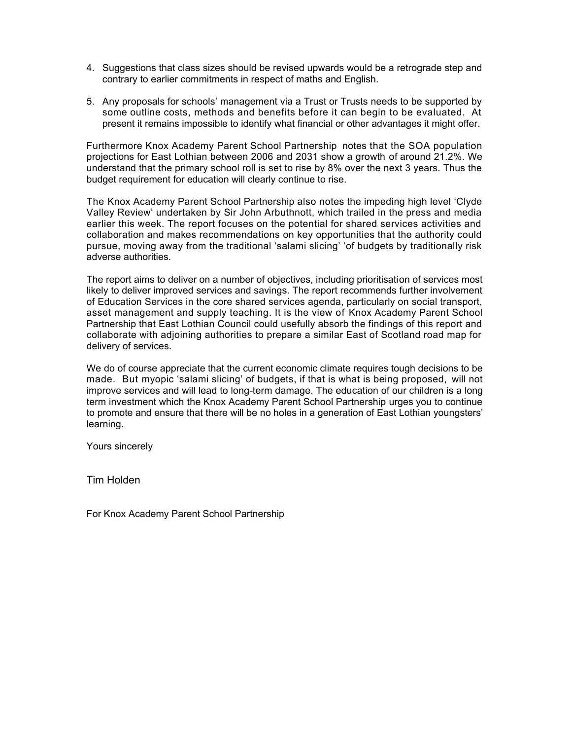4. Suggestions that class sizes should be revised upwards would be a retrograde step and contrary to earlier commitments in respect of maths and English.

5. Any proposals for schools' management via a Trust or Trusts needs to be supported by some outline costs, methods and benefits before it can begin to be evaluated. At present it remains impossible to identify what financial or other advantages it might offer.

Furthermore Knox Academy Parent School Partnership notes that the SOA population projections for East Lothian between 2006 and 2031 show a growth of around 21.2%. We understand that the primary school roll is set to rise by 8% over the next 3 years. Thus the budget requirement for education will clearly continue to rise.

The Knox Academy Parent School Partnership also notes the impeding high level 'Clyde Valley Review' undertaken by Sir John Arbuthnott, which trailed in the press and media earlier this week. The report focuses on the potential for shared services activities and collaboration and makes recommendations on key opportunities that the authority could pursue, moving away from the traditional 'salami slicing' 'of budgets by traditionally risk adverse authorities.

The report aims to deliver on a number of objectives, including prioritisation of services most likely to deliver improved services and savings. The report recommends further involvement of Education Services in the core shared services agenda, particularly on social transport, asset management and supply teaching. It is the view of Knox Academy Parent School Partnership that East Lothian Council could usefully absorb the findings of this report and collaborate with adjoining authorities to prepare a similar East of Scotland road map for delivery of services.

We do of course appreciate that the current economic climate requires tough decisions to be made. But myopic 'salami slicing' of budgets, if that is what is being proposed, will not improve services and will lead to long-term damage. The education of our children is a long term investment which the Knox Academy Parent School Partnership urges you to continue to promote and ensure that there will be no holes in a generation of East Lothian youngsters' learning.

Yours sincerely

Tim Holden

For Knox Academy Parent School Partnership